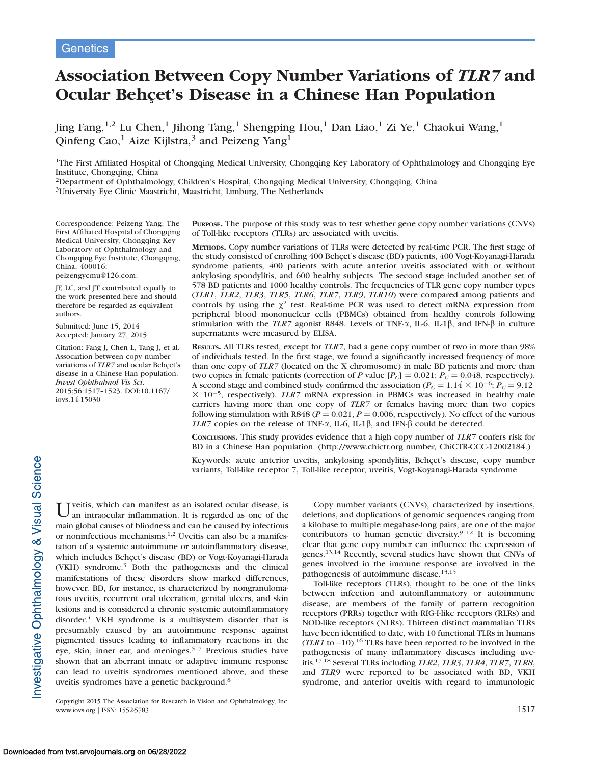Genetics

# Association Between Copy Number Variations of *TLR7* and Ocular Behçet's Disease in a Chinese Han Population

Jing Fang,[1,2] Lu Chen,[1] Jihong Tang,[1] Shengping Hou,[1] Dan Liao,[1] Zi Ye,[1] Chaokui Wang,[1] Qinfeng Cao,[1] Aize Kijlstra,[3] and Peizeng Yang[1]

[1]The First Affiliated Hospital of Chongqing Medical University, Chongqing Key Laboratory of Ophthalmology and Chongqing Eye Institute, Chongqing, China

[2]Department of Ophthalmology, Children's Hospital, Chongqing Medical University, Chongqing, China

[3]University Eye Clinic Maastricht, Maastricht, Limburg, The Netherlands

Correspondence: Peizeng Yang, The First Affiliated Hospital of Chongqing Medical University, Chongqing Key Laboratory of Ophthalmology and Chongqing Eye Institute, Chongqing, China, 400016; peizengycmu@126.com.

JF, LC, and JT contributed equally to the work presented here and should therefore be regarded as equivalent authors.

Submitted: June 15, 2014
Accepted: January 27, 2015

Citation: Fang J, Chen L, Tang J, et al. Association between copy number variations of *TLR7* and ocular Behçet's disease in a Chinese Han population. *Invest Ophthalmol Vis Sci.* 2015;56:1517–1523. DOI:10.1167/iovs.14-15030

**PURPOSE.** The purpose of this study was to test whether gene copy number variations (CNVs) of Toll-like receptors (TLRs) are associated with uveitis.

**METHODS.** Copy number variations of TLRs were detected by real-time PCR. The first stage of the study consisted of enrolling 400 Behçet's disease (BD) patients, 400 Vogt-Koyanagi-Harada syndrome patients, 400 patients with acute anterior uveitis associated with or without ankylosing spondylitis, and 600 healthy subjects. The second stage included another set of 578 BD patients and 1000 healthy controls. The frequencies of TLR gene copy number types (*TLR1*, *TLR2*, *TLR3*, *TLR5*, *TLR6*, *TLR7*, *TLR9*, *TLR10*) were compared among patients and controls by using the $\chi^2$ test. Real-time PCR was used to detect mRNA expression from peripheral blood mononuclear cells (PBMCs) obtained from healthy controls following stimulation with the *TLR7* agonist R848. Levels of TNF-α, IL-6, IL-1β, and IFN-β in culture supernatants were measured by ELISA.

**RESULTS.** All TLRs tested, except for *TLR7*, had a gene copy number of two in more than 98% of individuals tested. In the first stage, we found a significantly increased frequency of more than one copy of *TLR7* (located on the X chromosome) in male BD patients and more than two copies in female patients (correction of $P$ value [$P_C$] = 0.021; $P_C$ = 0.048, respectively). A second stage and combined study confirmed the association ($P_C = 1.14 \times 10^{-6}$; $P_C = 9.12 \times 10^{-5}$, respectively). *TLR7* mRNA expression in PBMCs was increased in healthy male carriers having more than one copy of *TLR7* or females having more than two copies following stimulation with R848 ($P = 0.021$, $P = 0.006$, respectively). No effect of the various *TLR7* copies on the release of TNF-α, IL-6, IL-1β, and IFN-β could be detected.

**CONCLUSIONS.** This study provides evidence that a high copy number of *TLR7* confers risk for BD in a Chinese Han population. (http://www.chictr.org number, ChiCTR-CCC-12002184.)

Keywords: acute anterior uveitis, ankylosing spondylitis, Behçet's disease, copy number variants, Toll-like receptor 7, Toll-like receptor, uveitis, Vogt-Koyanagi-Harada syndrome

Uveitis, which can manifest as an isolated ocular disease, is an intraocular inflammation. It is regarded as one of the main global causes of blindness and can be caused by infectious or noninfectious mechanisms.[1,2] Uveitis can also be a manifestation of a systemic autoimmune or autoinflammatory disease, which includes Behçet's disease (BD) or Vogt-Koyanagi-Harada (VKH) syndrome.[3] Both the pathogenesis and the clinical manifestations of these disorders show marked differences, however. BD, for instance, is characterized by nongranulomatous uveitis, recurrent oral ulceration, genital ulcers, and skin lesions and is considered a chronic systemic autoinflammatory disorder.[4] VKH syndrome is a multisystem disorder that is presumably caused by an autoimmune response against pigmented tissues leading to inflammatory reactions in the eye, skin, inner ear, and meninges.[5–7] Previous studies have shown that an aberrant innate or adaptive immune response can lead to uveitis syndromes mentioned above, and these uveitis syndromes have a genetic background.[8]

Copy number variants (CNVs), characterized by insertions, deletions, and duplications of genomic sequences ranging from a kilobase to multiple megabase-long pairs, are one of the major contributors to human genetic diversity.[9–12] It is becoming clear that gene copy number can influence the expression of genes.[13,14] Recently, several studies have shown that CNVs of genes involved in the immune response are involved in the pathogenesis of autoimmune disease.[13,15]

Toll-like receptors (TLRs), thought to be one of the links between infection and autoinflammatory or autoimmune disease, are members of the family of pattern recognition receptors (PRRs) together with RIG-I-like receptors (RLRs) and NOD-like receptors (NLRs). Thirteen distinct mammalian TLRs have been identified to date, with 10 functional TLRs in humans (*TLR1* to −10).[16] TLRs have been reported to be involved in the pathogenesis of many inflammatory diseases including uveitis.[17,18] Several TLRs including *TLR2*, *TLR3*, *TLR4*, *TLR7*, *TLR8*, and *TLR9* were reported to be associated with BD, VKH syndrome, and anterior uveitis with regard to immunologic

Copyright 2015 The Association for Research in Vision and Ophthalmology, Inc.
www.iovs.org | ISSN: 1552-5783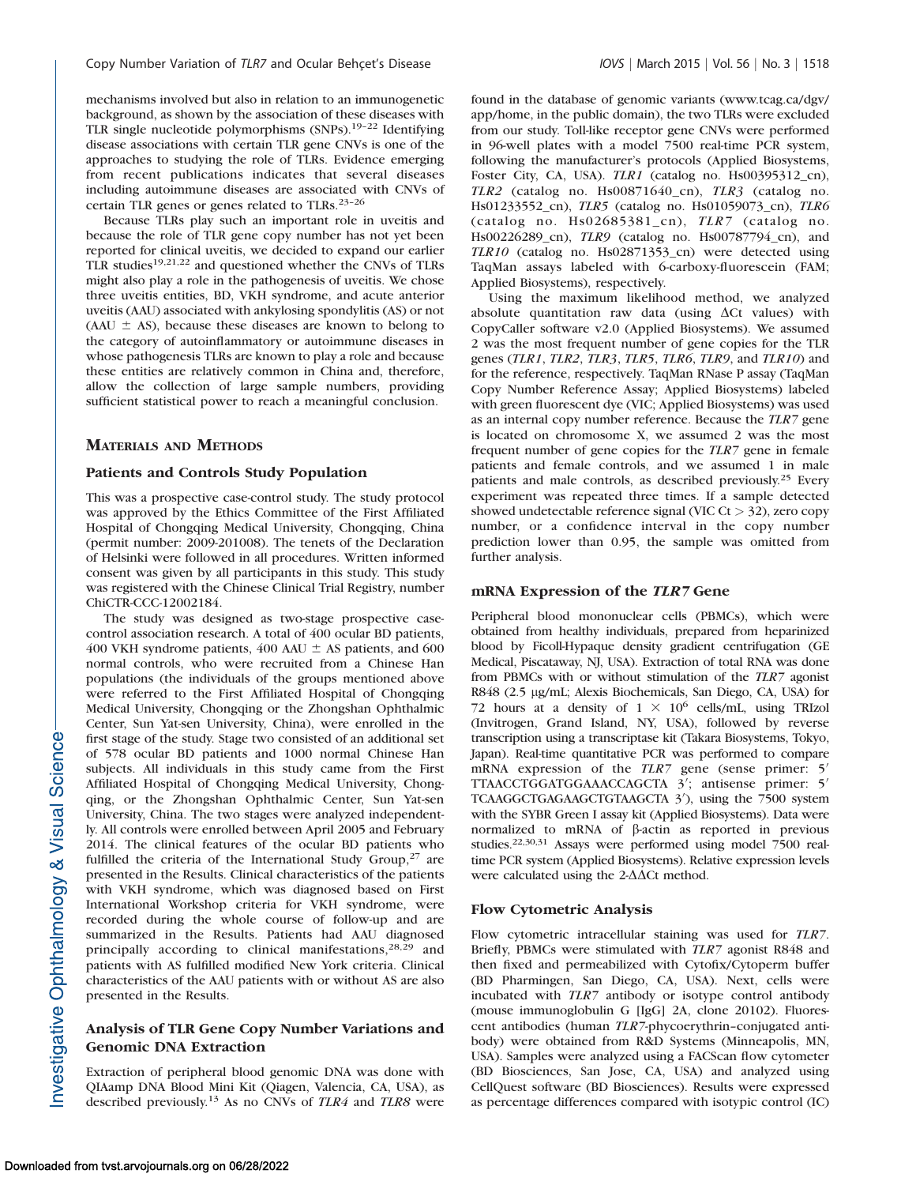mechanisms involved but also in relation to an immunogenetic background, as shown by the association of these diseases with TLR single nucleotide polymorphisms (SNPs).[19–22] Identifying disease associations with certain TLR gene CNVs is one of the approaches to studying the role of TLRs. Evidence emerging from recent publications indicates that several diseases including autoimmune diseases are associated with CNVs of certain TLR genes or genes related to TLRs.[23–26]

Because TLRs play such an important role in uveitis and because the role of TLR gene copy number has not yet been reported for clinical uveitis, we decided to expand our earlier TLR studies[19,21,22] and questioned whether the CNVs of TLRs might also play a role in the pathogenesis of uveitis. We chose three uveitis entities, BD, VKH syndrome, and acute anterior uveitis (AAU) associated with ankylosing spondylitis (AS) or not (AAU ± AS), because these diseases are known to belong to the category of autoinflammatory or autoimmune diseases in whose pathogenesis TLRs are known to play a role and because these entities are relatively common in China and, therefore, allow the collection of large sample numbers, providing sufficient statistical power to reach a meaningful conclusion.

## Materials and Methods

### Patients and Controls Study Population

This was a prospective case-control study. The study protocol was approved by the Ethics Committee of the First Affiliated Hospital of Chongqing Medical University, Chongqing, China (permit number: 2009-201008). The tenets of the Declaration of Helsinki were followed in all procedures. Written informed consent was given by all participants in this study. This study was registered with the Chinese Clinical Trial Registry, number ChiCTR-CCC-12002184.

The study was designed as two-stage prospective case-control association research. A total of 400 ocular BD patients, 400 VKH syndrome patients, 400 AAU ± AS patients, and 600 normal controls, who were recruited from a Chinese Han populations (the individuals of the groups mentioned above were referred to the First Affiliated Hospital of Chongqing Medical University, Chongqing or the Zhongshan Ophthalmic Center, Sun Yat-sen University, China), were enrolled in the first stage of the study. Stage two consisted of an additional set of 578 ocular BD patients and 1000 normal Chinese Han subjects. All individuals in this study came from the First Affiliated Hospital of Chongqing Medical University, Chongqing, or the Zhongshan Ophthalmic Center, Sun Yat-sen University, China. The two stages were analyzed independently. All controls were enrolled between April 2005 and February 2014. The clinical features of the ocular BD patients who fulfilled the criteria of the International Study Group,[27] are presented in the Results. Clinical characteristics of the patients with VKH syndrome, which was diagnosed based on First International Workshop criteria for VKH syndrome, were recorded during the whole course of follow-up and are summarized in the Results. Patients had AAU diagnosed principally according to clinical manifestations,[28,29] and patients with AS fulfilled modified New York criteria. Clinical characteristics of the AAU patients with or without AS are also presented in the Results.

### Analysis of TLR Gene Copy Number Variations and Genomic DNA Extraction

Extraction of peripheral blood genomic DNA was done with QIAamp DNA Blood Mini Kit (Qiagen, Valencia, CA, USA), as described previously.[13] As no CNVs of *TLR4* and *TLR8* were found in the database of genomic variants (www.tcag.ca/dgv/app/home, in the public domain), the two TLRs were excluded from our study. Toll-like receptor gene CNVs were performed in 96-well plates with a model 7500 real-time PCR system, following the manufacturer's protocols (Applied Biosystems, Foster City, CA, USA). *TLR1* (catalog no. Hs00395312_cn), *TLR2* (catalog no. Hs00871640_cn), *TLR3* (catalog no. Hs01233552_cn), *TLR5* (catalog no. Hs01059073_cn), *TLR6* (catalog no. Hs02685381_cn), *TLR7* (catalog no. Hs00226289_cn), *TLR9* (catalog no. Hs00787794_cn), and *TLR10* (catalog no. Hs02871353_cn) were detected using TaqMan assays labeled with 6-carboxy-fluorescein (FAM; Applied Biosystems), respectively.

Using the maximum likelihood method, we analyzed absolute quantitation raw data (using ΔCt values) with CopyCaller software v2.0 (Applied Biosystems). We assumed 2 was the most frequent number of gene copies for the TLR genes (*TLR1*, *TLR2*, *TLR3*, *TLR5*, *TLR6*, *TLR9*, and *TLR10*) and for the reference, respectively. TaqMan RNase P assay (TaqMan Copy Number Reference Assay; Applied Biosystems) labeled with green fluorescent dye (VIC; Applied Biosystems) was used as an internal copy number reference. Because the *TLR7* gene is located on chromosome X, we assumed 2 was the most frequent number of gene copies for the *TLR7* gene in female patients and female controls, and we assumed 1 in male patients and male controls, as described previously.[25] Every experiment was repeated three times. If a sample detected showed undetectable reference signal (VIC Ct > 32), zero copy number, or a confidence interval in the copy number prediction lower than 0.95, the sample was omitted from further analysis.

### mRNA Expression of the *TLR7* Gene

Peripheral blood mononuclear cells (PBMCs), which were obtained from healthy individuals, prepared from heparinized blood by Ficoll-Hypaque density gradient centrifugation (GE Medical, Piscataway, NJ, USA). Extraction of total RNA was done from PBMCs with or without stimulation of the *TLR7* agonist R848 (2.5 μg/mL; Alexis Biochemicals, San Diego, CA, USA) for 72 hours at a density of $1 \times 10^6$ cells/mL, using TRIzol (Invitrogen, Grand Island, NY, USA), followed by reverse transcription using a transcriptase kit (Takara Biosystems, Tokyo, Japan). Real-time quantitative PCR was performed to compare mRNA expression of the *TLR7* gene (sense primer: 5′ TTAACCTGGATGGAAACCAGCTA 3′; antisense primer: 5′ TCAAGGCTGAGAAGCTGTAAGCTA 3′), using the 7500 system with the SYBR Green I assay kit (Applied Biosystems). Data were normalized to mRNA of β-actin as reported in previous studies.[22,30,31] Assays were performed using model 7500 real-time PCR system (Applied Biosystems). Relative expression levels were calculated using the $2^{-\Delta\Delta Ct}$ method.

### Flow Cytometric Analysis

Flow cytometric intracellular staining was used for *TLR7*. Briefly, PBMCs were stimulated with *TLR7* agonist R848 and then fixed and permeabilized with Cytofix/Cytoperm buffer (BD Pharmingen, San Diego, CA, USA). Next, cells were incubated with *TLR7* antibody or isotype control antibody (mouse immunoglobulin G [IgG] 2A, clone 20102). Fluorescent antibodies (human *TLR7*-phycoerythrin–conjugated antibody) were obtained from R&D Systems (Minneapolis, MN, USA). Samples were analyzed using a FACScan flow cytometer (BD Biosciences, San Jose, CA, USA) and analyzed using CellQuest software (BD Biosciences). Results were expressed as percentage differences compared with isotypic control (IC)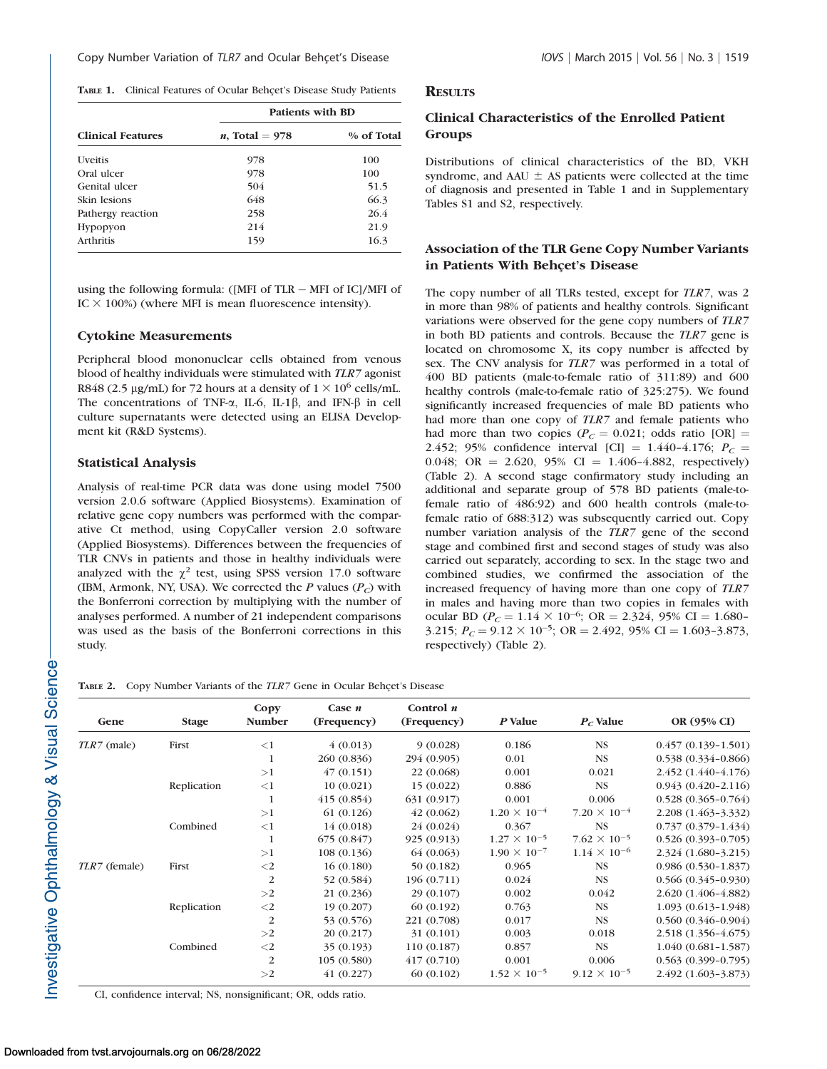**Table 1.** Clinical Features of Ocular Behçet's Disease Study Patients

| Clinical Features | Patients with BD | |
|---|---|---|
| | *n*, Total = 978 | % of Total |
| Uveitis | 978 | 100 |
| Oral ulcer | 978 | 100 |
| Genital ulcer | 504 | 51.5 |
| Skin lesions | 648 | 66.3 |
| Pathergy reaction | 258 | 26.4 |
| Hypopyon | 214 | 21.9 |
| Arthritis | 159 | 16.3 |

using the following formula: ([MFI of TLR − MFI of IC]/MFI of IC × 100%) (where MFI is mean fluorescence intensity).

### Cytokine Measurements

Peripheral blood mononuclear cells obtained from venous blood of healthy individuals were stimulated with *TLR7* agonist R848 (2.5 μg/mL) for 72 hours at a density of $1 \times 10^6$ cells/mL. The concentrations of TNF-α, IL-6, IL-1β, and IFN-β in cell culture supernatants were detected using an ELISA Development kit (R&D Systems).

### Statistical Analysis

Analysis of real-time PCR data was done using model 7500 version 2.0.6 software (Applied Biosystems). Examination of relative gene copy numbers was performed with the comparative Ct method, using CopyCaller version 2.0 software (Applied Biosystems). Differences between the frequencies of TLR CNVs in patients and those in healthy individuals were analyzed with the $\chi^2$ test, using SPSS version 17.0 software (IBM, Armonk, NY, USA). We corrected the *P* values ($P_C$) with the Bonferroni correction by multiplying with the number of analyses performed. A number of 21 independent comparisons was used as the basis of the Bonferroni corrections in this study.

## Results

### Clinical Characteristics of the Enrolled Patient Groups

Distributions of clinical characteristics of the BD, VKH syndrome, and AAU ± AS patients were collected at the time of diagnosis and presented in Table 1 and in Supplementary Tables S1 and S2, respectively.

### Association of the TLR Gene Copy Number Variants in Patients With Behçet's Disease

The copy number of all TLRs tested, except for *TLR7*, was 2 in more than 98% of patients and healthy controls. Significant variations were observed for the gene copy numbers of *TLR7* in both BD patients and controls. Because the *TLR7* gene is located on chromosome X, its copy number is affected by sex. The CNV analysis for *TLR7* was performed in a total of 400 BD patients (male-to-female ratio of 311:89) and 600 healthy controls (male-to-female ratio of 325:275). We found significantly increased frequencies of male BD patients who had more than one copy of *TLR7* and female patients who had more than two copies ($P_C$ = 0.021; odds ratio [OR] = 2.452; 95% confidence interval [CI] = 1.440–4.176; $P_C$ = 0.048; OR = 2.620, 95% CI = 1.406–4.882, respectively) (Table 2). A second stage confirmatory study including an additional and separate group of 578 BD patients (male-to-female ratio of 486:92) and 600 health controls (male-to-female ratio of 688:312) was subsequently carried out. Copy number variation analysis of the *TLR7* gene of the second stage and combined first and second stages of study was also carried out separately, according to sex. In the stage two and combined studies, we confirmed the association of the increased frequency of having more than one copy of *TLR7* in males and having more than two copies in females with ocular BD ($P_C = 1.14 \times 10^{-6}$; OR = 2.324, 95% CI = 1.680–3.215; $P_C = 9.12 \times 10^{-5}$; OR = 2.492, 95% CI = 1.603–3.873, respectively) (Table 2).

**Table 2.** Copy Number Variants of the *TLR7* Gene in Ocular Behçet's Disease

| Gene | Stage | Copy Number | Case *n* (Frequency) | Control *n* (Frequency) | *P* Value | $P_C$ Value | OR (95% CI) |
|---|---|---|---|---|---|---|---|
| *TLR7* (male) | First | <1 | 4 (0.013) | 9 (0.028) | 0.186 | NS | 0.457 (0.139–1.501) |
| | | 1 | 260 (0.836) | 294 (0.905) | 0.01 | NS | 0.538 (0.334–0.866) |
| | | >1 | 47 (0.151) | 22 (0.068) | 0.001 | 0.021 | 2.452 (1.440–4.176) |
| | Replication | <1 | 10 (0.021) | 15 (0.022) | 0.886 | NS | 0.943 (0.420–2.116) |
| | | 1 | 415 (0.854) | 631 (0.917) | 0.001 | 0.006 | 0.528 (0.365–0.764) |
| | | >1 | 61 (0.126) | 42 (0.062) | $1.20 \times 10^{-4}$ | $7.20 \times 10^{-4}$ | 2.208 (1.463–3.332) |
| | Combined | <1 | 14 (0.018) | 24 (0.024) | 0.367 | NS | 0.737 (0.379–1.434) |
| | | 1 | 675 (0.847) | 925 (0.913) | $1.27 \times 10^{-5}$ | $7.62 \times 10^{-5}$ | 0.526 (0.393–0.705) |
| | | >1 | 108 (0.136) | 64 (0.063) | $1.90 \times 10^{-7}$ | $1.14 \times 10^{-6}$ | 2.324 (1.680–3.215) |
| *TLR7* (female) | First | <2 | 16 (0.180) | 50 (0.182) | 0.965 | NS | 0.986 (0.530–1.837) |
| | | 2 | 52 (0.584) | 196 (0.711) | 0.024 | NS | 0.566 (0.345–0.930) |
| | | >2 | 21 (0.236) | 29 (0.107) | 0.002 | 0.042 | 2.620 (1.406–4.882) |
| | Replication | <2 | 19 (0.207) | 60 (0.192) | 0.763 | NS | 1.093 (0.613–1.948) |
| | | 2 | 53 (0.576) | 221 (0.708) | 0.017 | NS | 0.560 (0.346–0.904) |
| | | >2 | 20 (0.217) | 31 (0.101) | 0.003 | 0.018 | 2.518 (1.356–4.675) |
| | Combined | <2 | 35 (0.193) | 110 (0.187) | 0.857 | NS | 1.040 (0.681–1.587) |
| | | 2 | 105 (0.580) | 417 (0.710) | 0.001 | 0.006 | 0.563 (0.399–0.795) |
| | | >2 | 41 (0.227) | 60 (0.102) | $1.52 \times 10^{-5}$ | $9.12 \times 10^{-5}$ | 2.492 (1.603–3.873) |

CI, confidence interval; NS, nonsignificant; OR, odds ratio.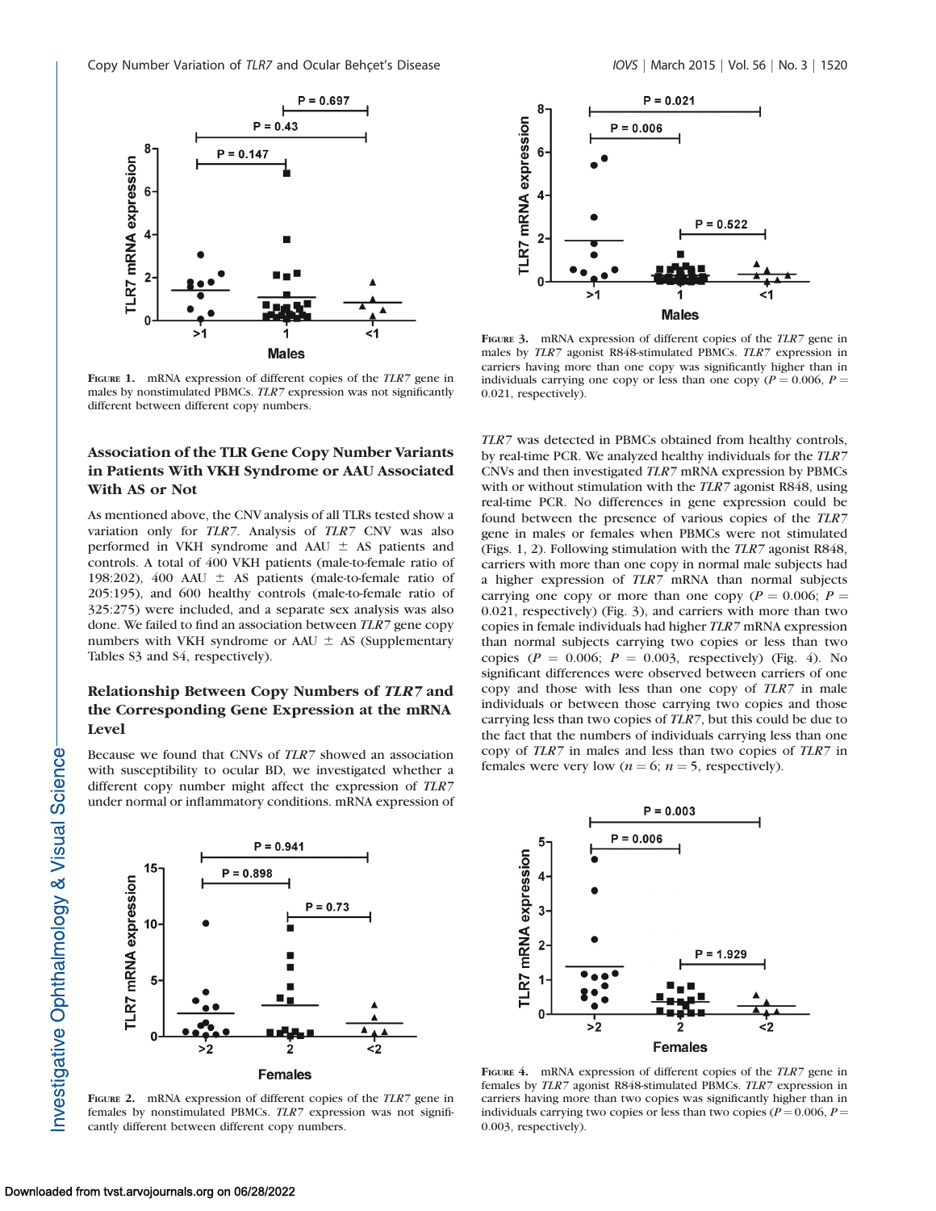FIGURE 1. mRNA expression of different copies of the *TLR7* gene in males by nonstimulated PBMCs. *TLR7* expression was not significantly different between different copy numbers.

FIGURE 3. mRNA expression of different copies of the *TLR7* gene in males by *TLR7* agonist R848-stimulated PBMCs. *TLR7* expression in carriers having more than one copy was significantly higher than in individuals carrying one copy or less than one copy ($P = 0.006$, $P = 0.021$, respectively).

### Association of the TLR Gene Copy Number Variants in Patients With VKH Syndrome or AAU Associated With AS or Not

As mentioned above, the CNV analysis of all TLRs tested show a variation only for *TLR7*. Analysis of *TLR7* CNV was also performed in VKH syndrome and AAU ± AS patients and controls. A total of 400 VKH patients (male-to-female ratio of 198:202), 400 AAU ± AS patients (male-to-female ratio of 205:195), and 600 healthy controls (male-to-female ratio of 325:275) were included, and a separate sex analysis was also done. We failed to find an association between *TLR7* gene copy numbers with VKH syndrome or AAU ± AS (Supplementary Tables S3 and S4, respectively).

### Relationship Between Copy Numbers of *TLR7* and the Corresponding Gene Expression at the mRNA Level

Because we found that CNVs of *TLR7* showed an association with susceptibility to ocular BD, we investigated whether a different copy number might affect the expression of *TLR7* under normal or inflammatory conditions. mRNA expression of *TLR7* was detected in PBMCs obtained from healthy controls, by real-time PCR. We analyzed healthy individuals for the *TLR7* CNVs and then investigated *TLR7* mRNA expression by PBMCs with or without stimulation with the *TLR7* agonist R848, using real-time PCR. No differences in gene expression could be found between the presence of various copies of the *TLR7* gene in males or females when PBMCs were not stimulated (Figs. 1, 2). Following stimulation with the *TLR7* agonist R848, carriers with more than one copy in normal male subjects had a higher expression of *TLR7* mRNA than normal subjects carrying one copy or more than one copy ($P = 0.006$; $P = 0.021$, respectively) (Fig. 3), and carriers with more than two copies in female individuals had higher *TLR7* mRNA expression than normal subjects carrying two copies or less than two copies ($P = 0.006$; $P = 0.003$, respectively) (Fig. 4). No significant differences were observed between carriers of one copy and those with less than one copy of *TLR7* in male individuals or between those carrying two copies and those carrying less than two copies of *TLR7*, but this could be due to the fact that the numbers of individuals carrying less than one copy of *TLR7* in males and less than two copies of *TLR7* in females were very low ($n = 6$; $n = 5$, respectively).

FIGURE 2. mRNA expression of different copies of the *TLR7* gene in females by nonstimulated PBMCs. *TLR7* expression was not significantly different between different copy numbers.

FIGURE 4. mRNA expression of different copies of the *TLR7* gene in females by *TLR7* agonist R848-stimulated PBMCs. *TLR7* expression in carriers having more than two copies was significantly higher than in individuals carrying two copies or less than two copies ($P = 0.006$, $P = 0.003$, respectively).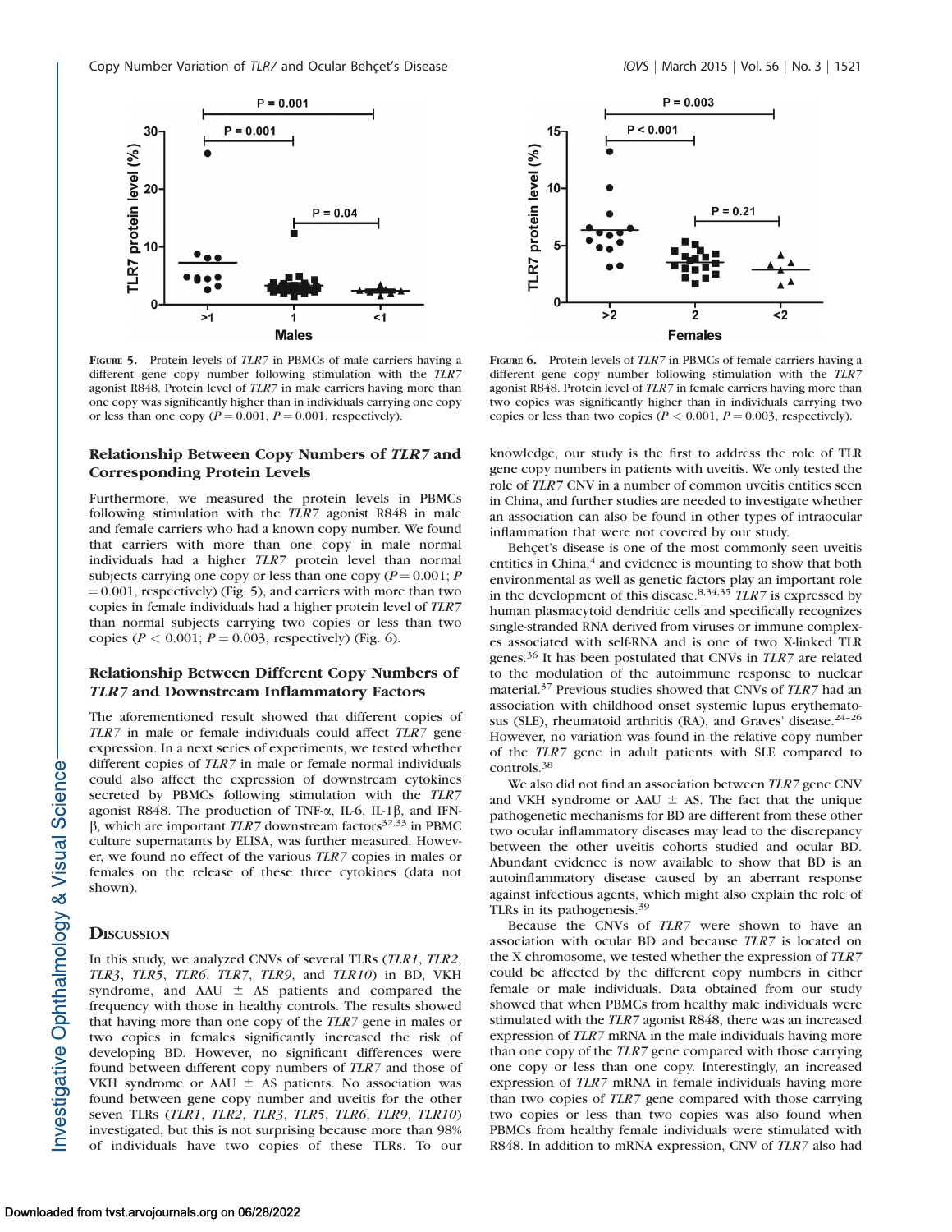FIGURE 5. Protein levels of *TLR7* in PBMCs of male carriers having a different gene copy number following stimulation with the *TLR7* agonist R848. Protein level of *TLR7* in male carriers having more than one copy was significantly higher than in individuals carrying one copy or less than one copy ($P = 0.001$, $P = 0.001$, respectively).

FIGURE 6. Protein levels of *TLR7* in PBMCs of female carriers having a different gene copy number following stimulation with the *TLR7* agonist R848. Protein level of *TLR7* in female carriers having more than two copies was significantly higher than in individuals carrying two copies or less than two copies ($P < 0.001$, $P = 0.003$, respectively).

### Relationship Between Copy Numbers of *TLR7* and Corresponding Protein Levels

Furthermore, we measured the protein levels in PBMCs following stimulation with the *TLR7* agonist R848 in male and female carriers who had a known copy number. We found that carriers with more than one copy in male normal individuals had a higher *TLR7* protein level than normal subjects carrying one copy or less than one copy ($P = 0.001$; $P = 0.001$, respectively) (Fig. 5), and carriers with more than two copies in female individuals had a higher protein level of *TLR7* than normal subjects carrying two copies or less than two copies ($P < 0.001$; $P = 0.003$, respectively) (Fig. 6).

### Relationship Between Different Copy Numbers of *TLR7* and Downstream Inflammatory Factors

The aforementioned result showed that different copies of *TLR7* in male or female individuals could affect *TLR7* gene expression. In a next series of experiments, we tested whether different copies of *TLR7* in male or female normal individuals could also affect the expression of downstream cytokines secreted by PBMCs following stimulation with the *TLR7* agonist R848. The production of TNF-α, IL-6, IL-1β, and IFN-β, which are important *TLR7* downstream factors[32,33] in PBMC culture supernatants by ELISA, was further measured. However, we found no effect of the various *TLR7* copies in males or females on the release of these three cytokines (data not shown).

## DISCUSSION

In this study, we analyzed CNVs of several TLRs (*TLR1*, *TLR2*, *TLR3*, *TLR5*, *TLR6*, *TLR7*, *TLR9*, and *TLR10*) in BD, VKH syndrome, and AAU ± AS patients and compared the frequency with those in healthy controls. The results showed that having more than one copy of the *TLR7* gene in males or two copies in females significantly increased the risk of developing BD. However, no significant differences were found between different copy numbers of *TLR7* and those of VKH syndrome or AAU ± AS patients. No association was found between gene copy number and uveitis for the other seven TLRs (*TLR1*, *TLR2*, *TLR3*, *TLR5*, *TLR6*, *TLR9*, *TLR10*) investigated, but this is not surprising because more than 98% of individuals have two copies of these TLRs. To our knowledge, our study is the first to address the role of TLR gene copy numbers in patients with uveitis. We only tested the role of *TLR7* CNV in a number of common uveitis entities seen in China, and further studies are needed to investigate whether an association can also be found in other types of intraocular inflammation that were not covered by our study.

Behçet's disease is one of the most commonly seen uveitis entities in China,[4] and evidence is mounting to show that both environmental as well as genetic factors play an important role in the development of this disease.[8,34,35] *TLR7* is expressed by human plasmacytoid dendritic cells and specifically recognizes single-stranded RNA derived from viruses or immune complexes associated with self-RNA and is one of two X-linked TLR genes.[36] It has been postulated that CNVs in *TLR7* are related to the modulation of the autoimmune response to nuclear material.[37] Previous studies showed that CNVs of *TLR7* had an association with childhood onset systemic lupus erythematosus (SLE), rheumatoid arthritis (RA), and Graves' disease.[24–26] However, no variation was found in the relative copy number of the *TLR7* gene in adult patients with SLE compared to controls.[38]

We also did not find an association between *TLR7* gene CNV and VKH syndrome or AAU ± AS. The fact that the unique pathogenetic mechanisms for BD are different from these other two ocular inflammatory diseases may lead to the discrepancy between the other uveitis cohorts studied and ocular BD. Abundant evidence is now available to show that BD is an autoinflammatory disease caused by an aberrant response against infectious agents, which might also explain the role of TLRs in its pathogenesis.[39]

Because the CNVs of *TLR7* were shown to have an association with ocular BD and because *TLR7* is located on the X chromosome, we tested whether the expression of *TLR7* could be affected by the different copy numbers in either female or male individuals. Data obtained from our study showed that when PBMCs from healthy male individuals were stimulated with the *TLR7* agonist R848, there was an increased expression of *TLR7* mRNA in the male individuals having more than one copy of the *TLR7* gene compared with those carrying one copy or less than one copy. Interestingly, an increased expression of *TLR7* mRNA in female individuals having more than two copies of *TLR7* gene compared with those carrying two copies or less than two copies was also found when PBMCs from healthy female individuals were stimulated with R848. In addition to mRNA expression, CNV of *TLR7* also had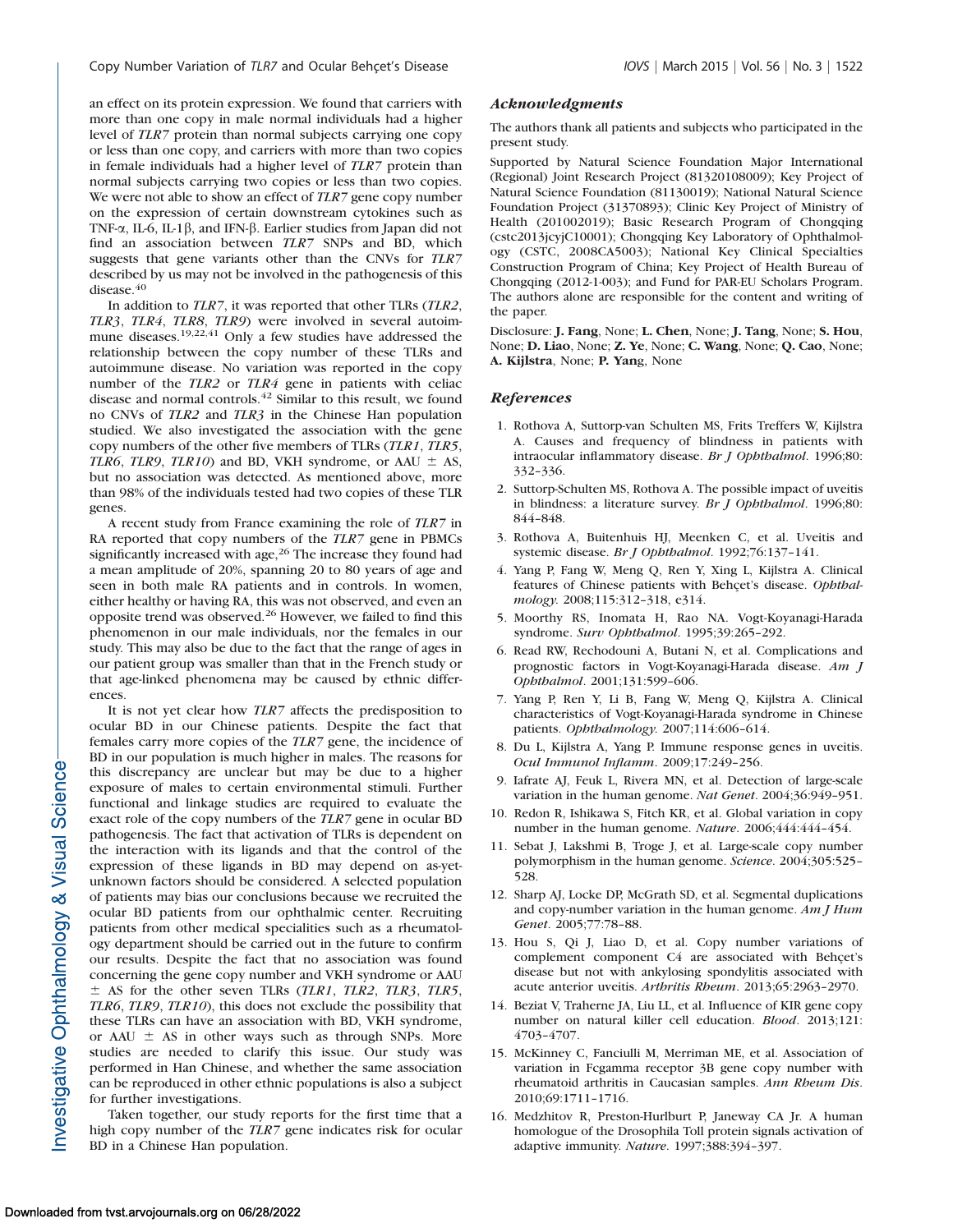an effect on its protein expression. We found that carriers with more than one copy in male normal individuals had a higher level of *TLR7* protein than normal subjects carrying one copy or less than one copy, and carriers with more than two copies in female individuals had a higher level of *TLR7* protein than normal subjects carrying two copies or less than two copies. We were not able to show an effect of *TLR7* gene copy number on the expression of certain downstream cytokines such as TNF-α, IL-6, IL-1β, and IFN-β. Earlier studies from Japan did not find an association between *TLR7* SNPs and BD, which suggests that gene variants other than the CNVs for *TLR7* described by us may not be involved in the pathogenesis of this disease.[40]

In addition to *TLR7*, it was reported that other TLRs (*TLR2*, *TLR3*, *TLR4*, *TLR8*, *TLR9*) were involved in several autoimmune diseases.[19,22,41] Only a few studies have addressed the relationship between the copy number of these TLRs and autoimmune disease. No variation was reported in the copy number of the *TLR2* or *TLR4* gene in patients with celiac disease and normal controls.[42] Similar to this result, we found no CNVs of *TLR2* and *TLR3* in the Chinese Han population studied. We also investigated the association with the gene copy numbers of the other five members of TLRs (*TLR1*, *TLR5*, *TLR6*, *TLR9*, *TLR10*) and BD, VKH syndrome, or AAU ± AS, but no association was detected. As mentioned above, more than 98% of the individuals tested had two copies of these TLR genes.

A recent study from France examining the role of *TLR7* in RA reported that copy numbers of the *TLR7* gene in PBMCs significantly increased with age,[26] The increase they found had a mean amplitude of 20%, spanning 20 to 80 years of age and seen in both male RA patients and in controls. In women, either healthy or having RA, this was not observed, and even an opposite trend was observed.[26] However, we failed to find this phenomenon in our male individuals, nor the females in our study. This may also be due to the fact that the range of ages in our patient group was smaller than that in the French study or that age-linked phenomena may be caused by ethnic differences.

It is not yet clear how *TLR7* affects the predisposition to ocular BD in our Chinese patients. Despite the fact that females carry more copies of the *TLR7* gene, the incidence of BD in our population is much higher in males. The reasons for this discrepancy are unclear but may be due to a higher exposure of males to certain environmental stimuli. Further functional and linkage studies are required to evaluate the exact role of the copy numbers of the *TLR7* gene in ocular BD pathogenesis. The fact that activation of TLRs is dependent on the interaction with its ligands and that the control of the expression of these ligands in BD may depend on as-yet-unknown factors should be considered. A selected population of patients may bias our conclusions because we recruited the ocular BD patients from our ophthalmic center. Recruiting patients from other medical specialities such as a rheumatology department should be carried out in the future to confirm our results. Despite the fact that no association was found concerning the gene copy number and VKH syndrome or AAU ± AS for the other seven TLRs (*TLR1*, *TLR2*, *TLR3*, *TLR5*, *TLR6*, *TLR9*, *TLR10*), this does not exclude the possibility that these TLRs can have an association with BD, VKH syndrome, or AAU ± AS in other ways such as through SNPs. More studies are needed to clarify this issue. Our study was performed in Han Chinese, and whether the same association can be reproduced in other ethnic populations is also a subject for further investigations.

Taken together, our study reports for the first time that a high copy number of the *TLR7* gene indicates risk for ocular BD in a Chinese Han population.

## *Acknowledgments*

The authors thank all patients and subjects who participated in the present study.

Supported by Natural Science Foundation Major International (Regional) Joint Research Project (81320108009); Key Project of Natural Science Foundation (81130019); National Natural Science Foundation Project (31370893); Clinic Key Project of Ministry of Health (201002019); Basic Research Program of Chongqing (cstc2013jcyjC10001); Chongqing Key Laboratory of Ophthalmology (CSTC, 2008CA5003); National Key Clinical Specialties Construction Program of China; Key Project of Health Bureau of Chongqing (2012-1-003); and Fund for PAR-EU Scholars Program. The authors alone are responsible for the content and writing of the paper.

Disclosure: **J. Fang**, None; **L. Chen**, None; **J. Tang**, None; **S. Hou**, None; **D. Liao**, None; **Z. Ye**, None; **C. Wang**, None; **Q. Cao**, None; **A. Kijlstra**, None; **P. Yang**, None

## *References*

1. Rothova A, Suttorp-van Schulten MS, Frits Treffers W, Kijlstra A. Causes and frequency of blindness in patients with intraocular inflammatory disease. *Br J Ophthalmol*. 1996;80: 332–336.
2. Suttorp-Schulten MS, Rothova A. The possible impact of uveitis in blindness: a literature survey. *Br J Ophthalmol*. 1996;80: 844–848.
3. Rothova A, Buitenhuis HJ, Meenken C, et al. Uveitis and systemic disease. *Br J Ophthalmol*. 1992;76:137–141.
4. Yang P, Fang W, Meng Q, Ren Y, Xing L, Kijlstra A. Clinical features of Chinese patients with Behçet's disease. *Ophthalmology*. 2008;115:312–318, e314.
5. Moorthy RS, Inomata H, Rao NA. Vogt-Koyanagi-Harada syndrome. *Surv Ophthalmol*. 1995;39:265–292.
6. Read RW, Rechodouni A, Butani N, et al. Complications and prognostic factors in Vogt-Koyanagi-Harada disease. *Am J Ophthalmol*. 2001;131:599–606.
7. Yang P, Ren Y, Li B, Fang W, Meng Q, Kijlstra A. Clinical characteristics of Vogt-Koyanagi-Harada syndrome in Chinese patients. *Ophthalmology*. 2007;114:606–614.
8. Du L, Kijlstra A, Yang P. Immune response genes in uveitis. *Ocul Immunol Inflamm*. 2009;17:249–256.
9. Iafrate AJ, Feuk L, Rivera MN, et al. Detection of large-scale variation in the human genome. *Nat Genet*. 2004;36:949–951.
10. Redon R, Ishikawa S, Fitch KR, et al. Global variation in copy number in the human genome. *Nature*. 2006;444:444–454.
11. Sebat J, Lakshmi B, Troge J, et al. Large-scale copy number polymorphism in the human genome. *Science*. 2004;305:525–528.
12. Sharp AJ, Locke DP, McGrath SD, et al. Segmental duplications and copy-number variation in the human genome. *Am J Hum Genet*. 2005;77:78–88.
13. Hou S, Qi J, Liao D, et al. Copy number variations of complement component C4 are associated with Behçet's disease but not with ankylosing spondylitis associated with acute anterior uveitis. *Arthritis Rheum*. 2013;65:2963–2970.
14. Beziat V, Traherne JA, Liu LL, et al. Influence of KIR gene copy number on natural killer cell education. *Blood*. 2013;121: 4703–4707.
15. McKinney C, Fanciulli M, Merriman ME, et al. Association of variation in Fcgamma receptor 3B gene copy number with rheumatoid arthritis in Caucasian samples. *Ann Rheum Dis*. 2010;69:1711–1716.
16. Medzhitov R, Preston-Hurlburt P, Janeway CA Jr. A human homologue of the Drosophila Toll protein signals activation of adaptive immunity. *Nature*. 1997;388:394–397.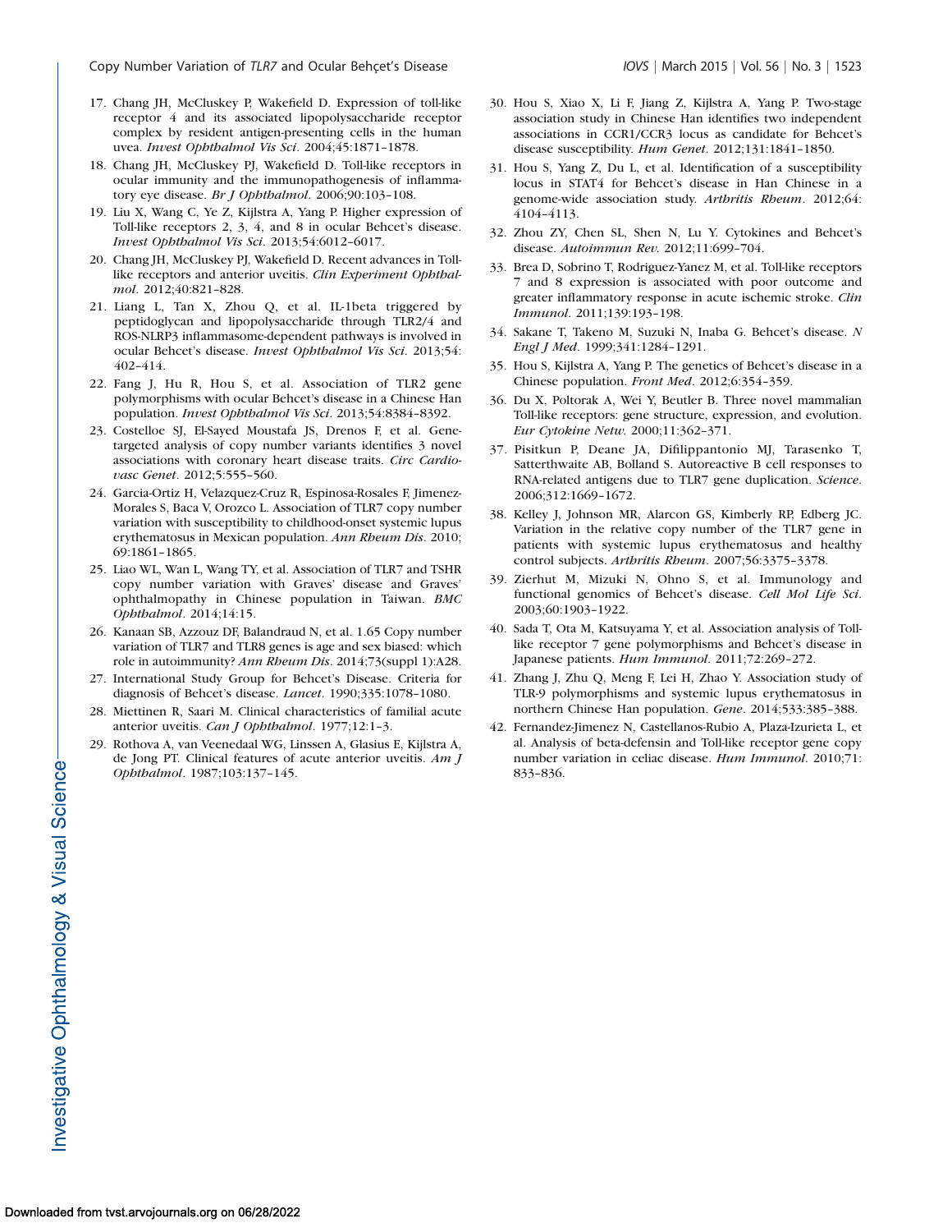17. Chang JH, McCluskey P, Wakefield D. Expression of toll-like receptor 4 and its associated lipopolysaccharide receptor complex by resident antigen-presenting cells in the human uvea. *Invest Ophthalmol Vis Sci*. 2004;45:1871–1878.
18. Chang JH, McCluskey PJ, Wakefield D. Toll-like receptors in ocular immunity and the immunopathogenesis of inflammatory eye disease. *Br J Ophthalmol*. 2006;90:103–108.
19. Liu X, Wang C, Ye Z, Kijlstra A, Yang P. Higher expression of Toll-like receptors 2, 3, 4, and 8 in ocular Behcet's disease. *Invest Ophthalmol Vis Sci*. 2013;54:6012–6017.
20. Chang JH, McCluskey PJ, Wakefield D. Recent advances in Toll-like receptors and anterior uveitis. *Clin Experiment Ophthalmol*. 2012;40:821–828.
21. Liang L, Tan X, Zhou Q, et al. IL-1beta triggered by peptidoglycan and lipopolysaccharide through TLR2/4 and ROS-NLRP3 inflammasome-dependent pathways is involved in ocular Behcet's disease. *Invest Ophthalmol Vis Sci*. 2013;54: 402–414.
22. Fang J, Hu R, Hou S, et al. Association of TLR2 gene polymorphisms with ocular Behcet's disease in a Chinese Han population. *Invest Ophthalmol Vis Sci*. 2013;54:8384–8392.
23. Costelloe SJ, El-Sayed Moustafa JS, Drenos F, et al. Gene-targeted analysis of copy number variants identifies 3 novel associations with coronary heart disease traits. *Circ Cardiovasc Genet*. 2012;5:555–560.
24. Garcia-Ortiz H, Velazquez-Cruz R, Espinosa-Rosales F, Jimenez-Morales S, Baca V, Orozco L. Association of TLR7 copy number variation with susceptibility to childhood-onset systemic lupus erythematosus in Mexican population. *Ann Rheum Dis*. 2010; 69:1861–1865.
25. Liao WL, Wan L, Wang TY, et al. Association of TLR7 and TSHR copy number variation with Graves' disease and Graves' ophthalmopathy in Chinese population in Taiwan. *BMC Ophthalmol*. 2014;14:15.
26. Kanaan SB, Azzouz DF, Balandraud N, et al. 1.65 Copy number variation of TLR7 and TLR8 genes is age and sex biased: which role in autoimmunity? *Ann Rheum Dis*. 2014;73(suppl 1):A28.
27. International Study Group for Behcet's Disease. Criteria for diagnosis of Behcet's disease. *Lancet*. 1990;335:1078–1080.
28. Miettinen R, Saari M. Clinical characteristics of familial acute anterior uveitis. *Can J Ophthalmol*. 1977;12:1–3.
29. Rothova A, van Veenedaal WG, Linssen A, Glasius E, Kijlstra A, de Jong PT. Clinical features of acute anterior uveitis. *Am J Ophthalmol*. 1987;103:137–145.
30. Hou S, Xiao X, Li F, Jiang Z, Kijlstra A, Yang P. Two-stage association study in Chinese Han identifies two independent associations in CCR1/CCR3 locus as candidate for Behcet's disease susceptibility. *Hum Genet*. 2012;131:1841–1850.
31. Hou S, Yang Z, Du L, et al. Identification of a susceptibility locus in STAT4 for Behcet's disease in Han Chinese in a genome-wide association study. *Arthritis Rheum*. 2012;64: 4104–4113.
32. Zhou ZY, Chen SL, Shen N, Lu Y. Cytokines and Behcet's disease. *Autoimmun Rev*. 2012;11:699–704.
33. Brea D, Sobrino T, Rodriguez-Yanez M, et al. Toll-like receptors 7 and 8 expression is associated with poor outcome and greater inflammatory response in acute ischemic stroke. *Clin Immunol*. 2011;139:193–198.
34. Sakane T, Takeno M, Suzuki N, Inaba G. Behcet's disease. *N Engl J Med*. 1999;341:1284–1291.
35. Hou S, Kijlstra A, Yang P. The genetics of Behcet's disease in a Chinese population. *Front Med*. 2012;6:354–359.
36. Du X, Poltorak A, Wei Y, Beutler B. Three novel mammalian Toll-like receptors: gene structure, expression, and evolution. *Eur Cytokine Netw*. 2000;11:362–371.
37. Pisitkun P, Deane JA, Difilippantonio MJ, Tarasenko T, Satterthwaite AB, Bolland S. Autoreactive B cell responses to RNA-related antigens due to TLR7 gene duplication. *Science*. 2006;312:1669–1672.
38. Kelley J, Johnson MR, Alarcon GS, Kimberly RP, Edberg JC. Variation in the relative copy number of the TLR7 gene in patients with systemic lupus erythematosus and healthy control subjects. *Arthritis Rheum*. 2007;56:3375–3378.
39. Zierhut M, Mizuki N, Ohno S, et al. Immunology and functional genomics of Behcet's disease. *Cell Mol Life Sci*. 2003;60:1903–1922.
40. Sada T, Ota M, Katsuyama Y, et al. Association analysis of Toll-like receptor 7 gene polymorphisms and Behcet's disease in Japanese patients. *Hum Immunol*. 2011;72:269–272.
41. Zhang J, Zhu Q, Meng F, Lei H, Zhao Y. Association study of TLR-9 polymorphisms and systemic lupus erythematosus in northern Chinese Han population. *Gene*. 2014;533:385–388.
42. Fernandez-Jimenez N, Castellanos-Rubio A, Plaza-Izurieta L, et al. Analysis of beta-defensin and Toll-like receptor gene copy number variation in celiac disease. *Hum Immunol*. 2010;71: 833–836.